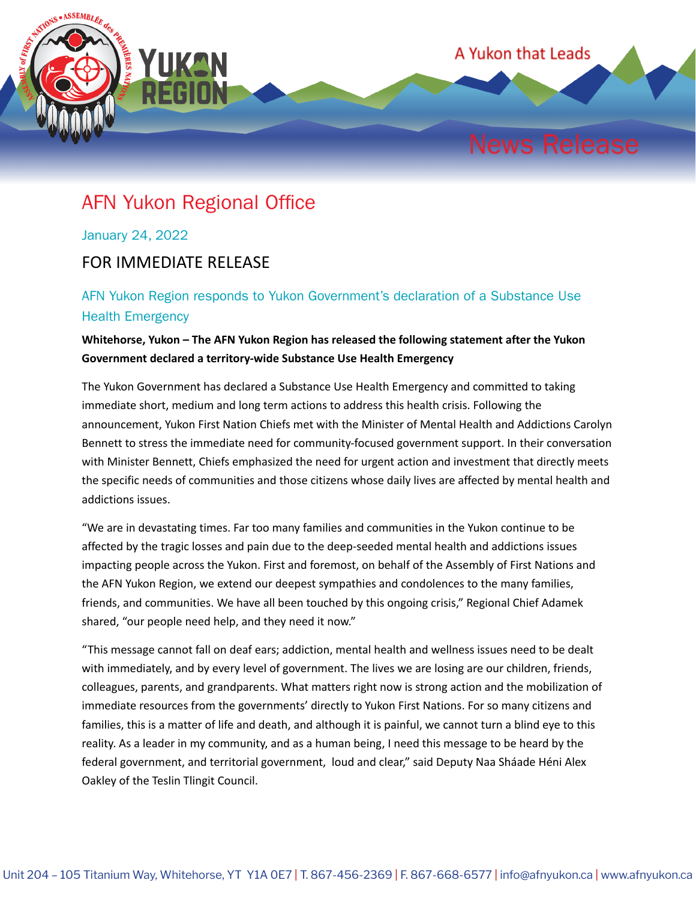A Yukon that Leads

# News Release

## AFN Yukon Regional Office

January 24, 2022

FOR IMMEDIATE RELEASE

### AFN Yukon Region responds to Yukon Government's declaration of a Substance Use Health Emergency

**Whitehorse, Yukon – The AFN Yukon Region has released the following statement after the Yukon Government declared a territory-wide Substance Use Health Emergency**

The Yukon Government has declared a Substance Use Health Emergency and committed to taking immediate short, medium and long term actions to address this health crisis. Following the announcement, Yukon First Nation Chiefs met with the Minister of Mental Health and Addictions Carolyn Bennett to stress the immediate need for community-focused government support. In their conversation with Minister Bennett, Chiefs emphasized the need for urgent action and investment that directly meets the specific needs of communities and those citizens whose daily lives are affected by mental health and addictions issues.

"We are in devastating times. Far too many families and communities in the Yukon continue to be affected by the tragic losses and pain due to the deep-seeded mental health and addictions issues impacting people across the Yukon. First and foremost, on behalf of the Assembly of First Nations and the AFN Yukon Region, we extend our deepest sympathies and condolences to the many families, friends, and communities. We have all been touched by this ongoing crisis," Regional Chief Adamek shared, "our people need help, and they need it now."

"This message cannot fall on deaf ears; addiction, mental health and wellness issues need to be dealt with immediately, and by every level of government. The lives we are losing are our children, friends, colleagues, parents, and grandparents. What matters right now is strong action and the mobilization of immediate resources from the governments' directly to Yukon First Nations. For so many citizens and families, this is a matter of life and death, and although it is painful, we cannot turn a blind eye to this reality. As a leader in my community, and as a human being, I need this message to be heard by the federal government, and territorial government, loud and clear," said Deputy Naa Sháade Héni Alex Oakley of the Teslin Tlingit Council.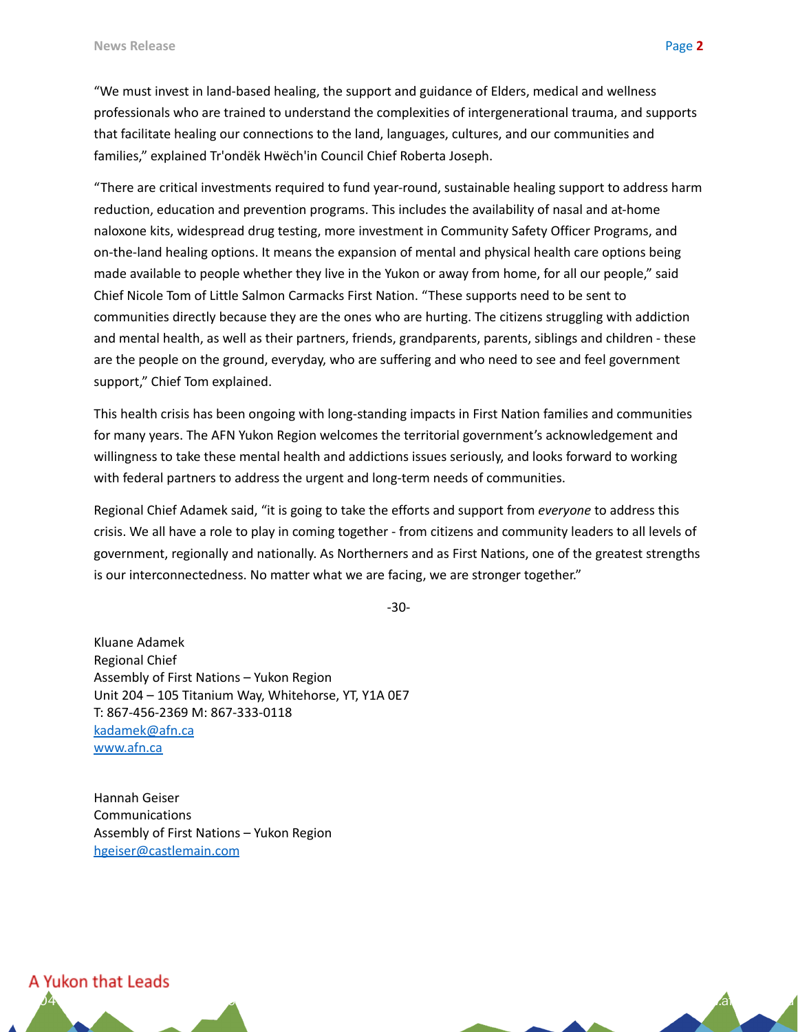"We must invest in land-based healing, the support and guidance of Elders, medical and wellness professionals who are trained to understand the complexities of intergenerational trauma, and supports that facilitate healing our connections to the land, languages, cultures, and our communities and families," explained Tr'ondëk Hwëch'in Council Chief Roberta Joseph.

"There are critical investments required to fund year-round, sustainable healing support to address harm reduction, education and prevention programs. This includes the availability of nasal and at-home naloxone kits, widespread drug testing, more investment in Community Safety Officer Programs, and on-the-land healing options. It means the expansion of mental and physical health care options being made available to people whether they live in the Yukon or away from home, for all our people," said Chief Nicole Tom of Little Salmon Carmacks First Nation. "These supports need to be sent to communities directly because they are the ones who are hurting. The citizens struggling with addiction and mental health, as well as their partners, friends, grandparents, parents, siblings and children - these are the people on the ground, everyday, who are suffering and who need to see and feel government support," Chief Tom explained.

This health crisis has been ongoing with long-standing impacts in First Nation families and communities for many years. The AFN Yukon Region welcomes the territorial government's acknowledgement and willingness to take these mental health and addictions issues seriously, and looks forward to working with federal partners to address the urgent and long-term needs of communities.

Regional Chief Adamek said, "it is going to take the efforts and support from *everyone* to address this crisis. We all have a role to play in coming together - from citizens and community leaders to all levels of government, regionally and nationally. As Northerners and as First Nations, one of the greatest strengths is our interconnectedness. No matter what we are facing, we are stronger together."

-30-

Kluane Adamek
Regional Chief
Assembly of First Nations – Yukon Region
Unit 204 – 105 Titanium Way, Whitehorse, YT, Y1A 0E7
T: 867-456-2369 M: 867-333-0118
kadamek@afn.ca
www.afn.ca

Hannah Geiser
Communications
Assembly of First Nations – Yukon Region
hgeiser@castlemain.com